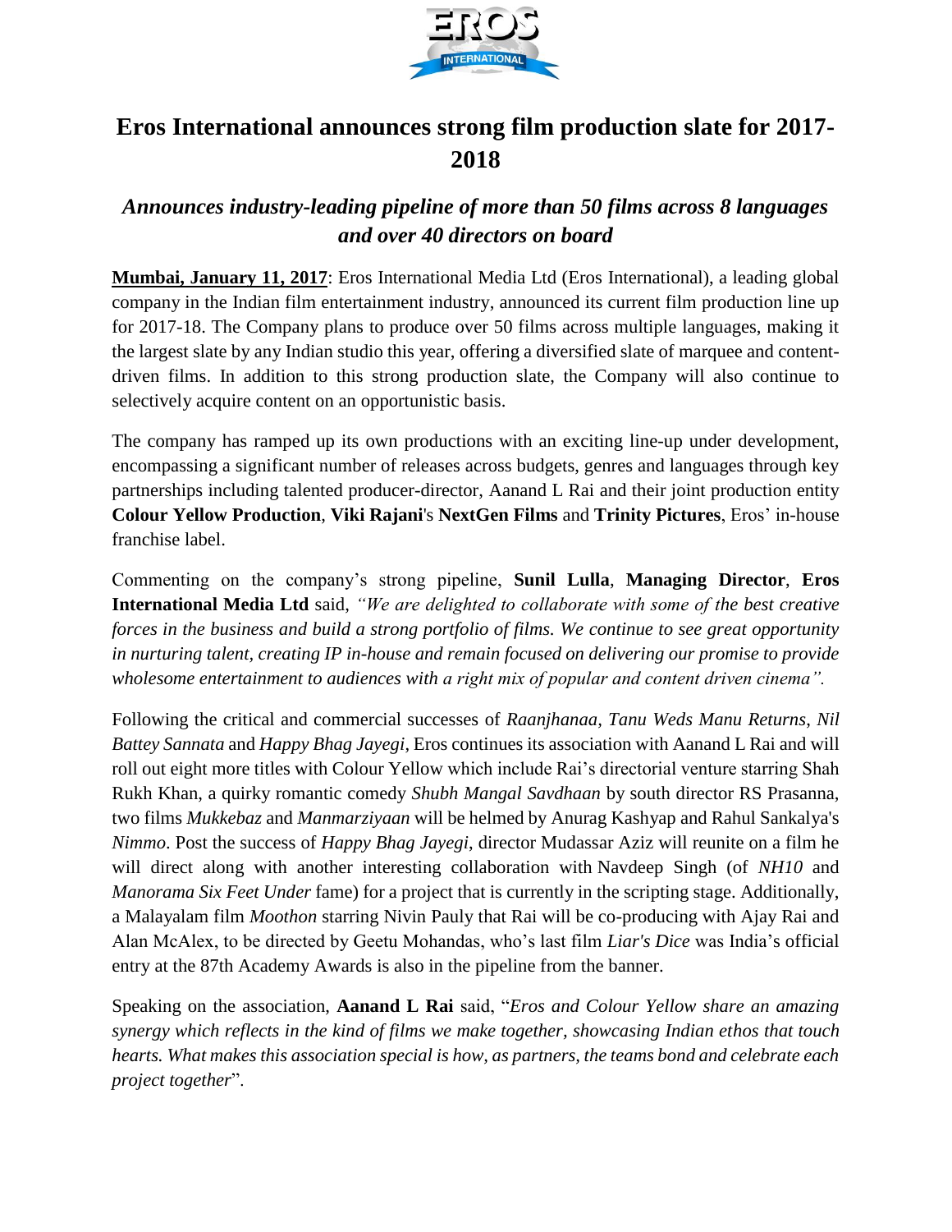# Eros International announces strong film production slate for 2017-2018

## *Announces industry-leading pipeline of more than 50 films across 8 languages and over 40 directors on board*

**Mumbai, January 11, 2017**: Eros International Media Ltd (Eros International), a leading global company in the Indian film entertainment industry, announced its current film production line up for 2017-18. The Company plans to produce over 50 films across multiple languages, making it the largest slate by any Indian studio this year, offering a diversified slate of marquee and content-driven films. In addition to this strong production slate, the Company will also continue to selectively acquire content on an opportunistic basis.

The company has ramped up its own productions with an exciting line-up under development, encompassing a significant number of releases across budgets, genres and languages through key partnerships including talented producer-director, Aanand L Rai and their joint production entity **Colour Yellow Production**, **Viki Rajani**'s **NextGen Films** and **Trinity Pictures**, Eros' in-house franchise label.

Commenting on the company's strong pipeline, **Sunil Lulla**, **Managing Director**, **Eros International Media Ltd** said, *"We are delighted to collaborate with some of the best creative forces in the business and build a strong portfolio of films. We continue to see great opportunity in nurturing talent, creating IP in-house and remain focused on delivering our promise to provide wholesome entertainment to audiences with a right mix of popular and content driven cinema".*

Following the critical and commercial successes of *Raanjhanaa, Tanu Weds Manu Returns*, *Nil Battey Sannata* and *Happy Bhag Jayegi*, Eros continues its association with Aanand L Rai and will roll out eight more titles with Colour Yellow which include Rai's directorial venture starring Shah Rukh Khan, a quirky romantic comedy *Shubh Mangal Savdhaan* by south director RS Prasanna, two films *Mukkebaz* and *Manmarziyaan* will be helmed by Anurag Kashyap and Rahul Sankalya's *Nimmo*. Post the success of *Happy Bhag Jayegi*, director Mudassar Aziz will reunite on a film he will direct along with another interesting collaboration with Navdeep Singh (of *NH10* and *Manorama Six Feet Under* fame) for a project that is currently in the scripting stage. Additionally, a Malayalam film *Moothon* starring Nivin Pauly that Rai will be co-producing with Ajay Rai and Alan McAlex, to be directed by Geetu Mohandas, who's last film *Liar's Dice* was India's official entry at the 87th Academy Awards is also in the pipeline from the banner.

Speaking on the association, **Aanand L Rai** said, "*Eros and Colour Yellow share an amazing synergy which reflects in the kind of films we make together, showcasing Indian ethos that touch hearts. What makes this association special is how, as partners, the teams bond and celebrate each project together*".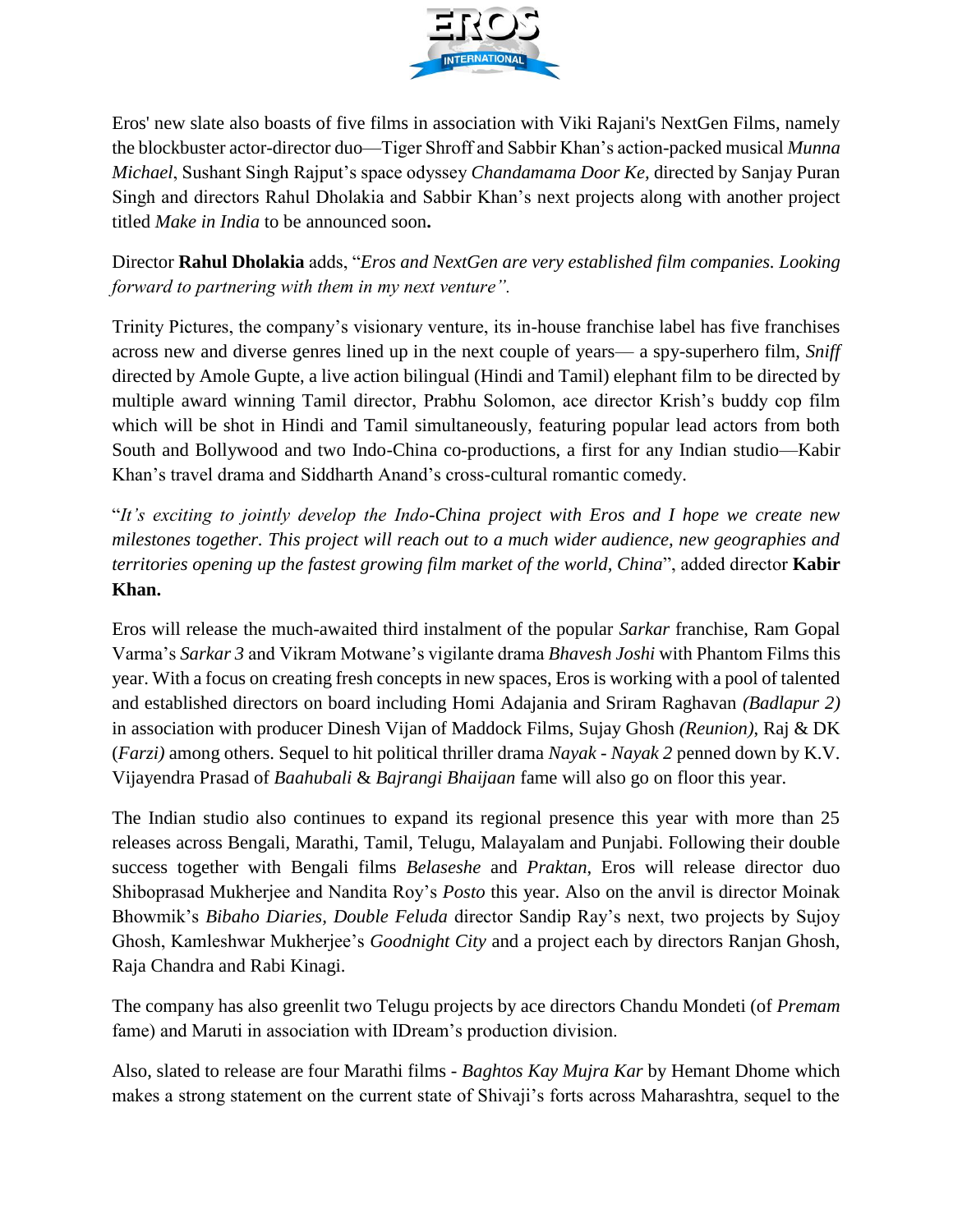Eros' new slate also boasts of five films in association with Viki Rajani's NextGen Films, namely the blockbuster actor-director duo—Tiger Shroff and Sabbir Khan's action-packed musical *Munna Michael*, Sushant Singh Rajput's space odyssey *Chandamama Door Ke*, directed by Sanjay Puran Singh and directors Rahul Dholakia and Sabbir Khan's next projects along with another project titled *Make in India* to be announced soon**.**

Director **Rahul Dholakia** adds, "*Eros and NextGen are very established film companies. Looking forward to partnering with them in my next venture".*

Trinity Pictures, the company's visionary venture, its in-house franchise label has five franchises across new and diverse genres lined up in the next couple of years— a spy-superhero film, *Sniff* directed by Amole Gupte, a live action bilingual (Hindi and Tamil) elephant film to be directed by multiple award winning Tamil director, Prabhu Solomon, ace director Krish's buddy cop film which will be shot in Hindi and Tamil simultaneously, featuring popular lead actors from both South and Bollywood and two Indo-China co-productions, a first for any Indian studio—Kabir Khan's travel drama and Siddharth Anand's cross-cultural romantic comedy.

"*It's exciting to jointly develop the Indo-China project with Eros and I hope we create new milestones together. This project will reach out to a much wider audience, new geographies and territories opening up the fastest growing film market of the world, China*", added director **Kabir Khan.**

Eros will release the much-awaited third instalment of the popular *Sarkar* franchise, Ram Gopal Varma's *Sarkar 3* and Vikram Motwane's vigilante drama *Bhavesh Joshi* with Phantom Films this year. With a focus on creating fresh concepts in new spaces, Eros is working with a pool of talented and established directors on board including Homi Adajania and Sriram Raghavan *(Badlapur 2)* in association with producer Dinesh Vijan of Maddock Films, Sujay Ghosh *(Reunion)*, Raj & DK (*Farzi)* among others. Sequel to hit political thriller drama *Nayak - Nayak 2* penned down by K.V. Vijayendra Prasad of *Baahubali* & *Bajrangi Bhaijaan* fame will also go on floor this year.

The Indian studio also continues to expand its regional presence this year with more than 25 releases across Bengali, Marathi, Tamil, Telugu, Malayalam and Punjabi. Following their double success together with Bengali films *Belaseshe* and *Praktan*, Eros will release director duo Shiboprasad Mukherjee and Nandita Roy's *Posto* this year. Also on the anvil is director Moinak Bhowmik's *Bibaho Diaries, Double Feluda* director Sandip Ray's next, two projects by Sujoy Ghosh, Kamleshwar Mukherjee's *Goodnight City* and a project each by directors Ranjan Ghosh, Raja Chandra and Rabi Kinagi.

The company has also greenlit two Telugu projects by ace directors Chandu Mondeti (of *Premam* fame) and Maruti in association with IDream's production division.

Also, slated to release are four Marathi films - *Baghtos Kay Mujra Kar* by Hemant Dhome which makes a strong statement on the current state of Shivaji's forts across Maharashtra, sequel to the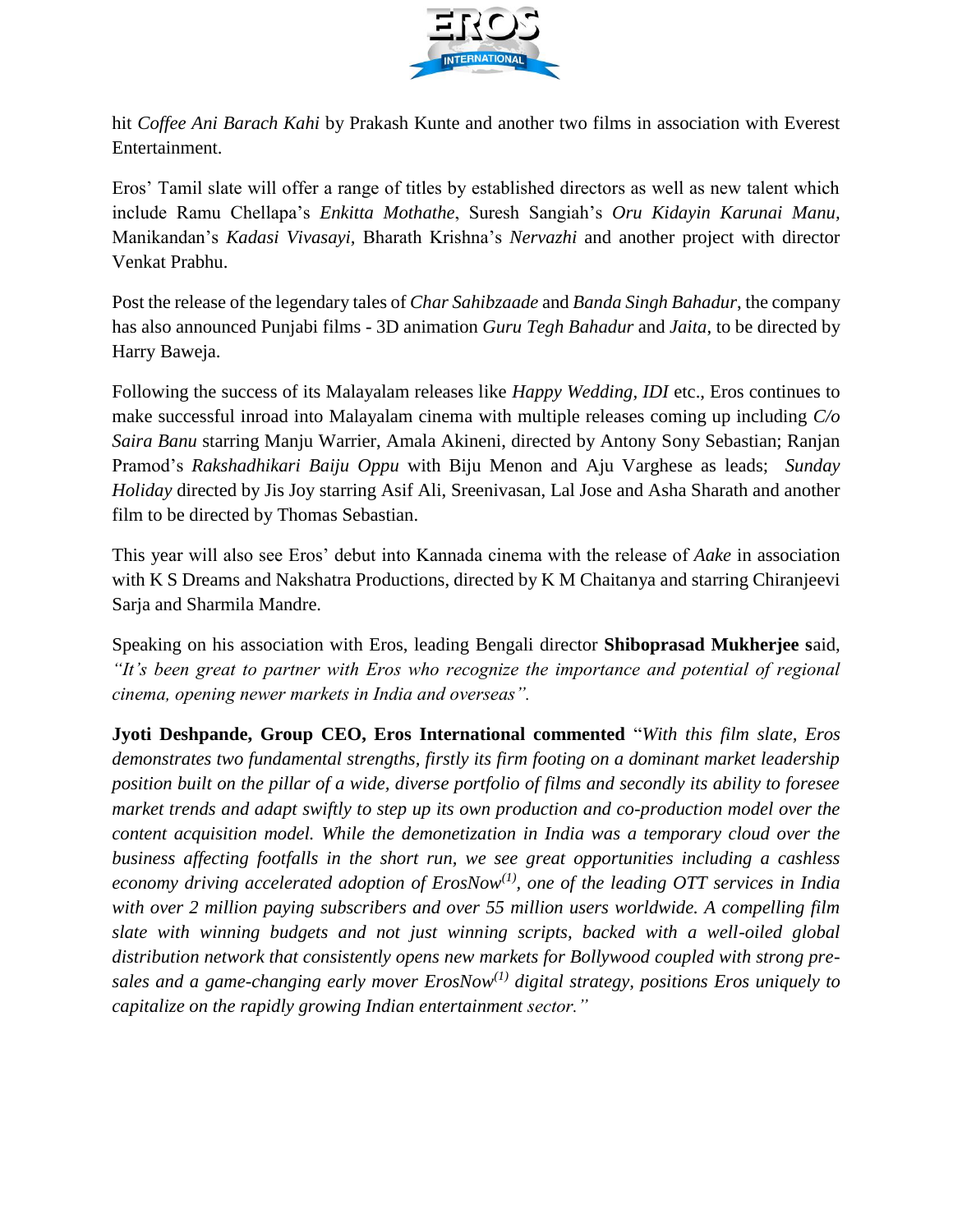hit *Coffee Ani Barach Kahi* by Prakash Kunte and another two films in association with Everest Entertainment.

Eros' Tamil slate will offer a range of titles by established directors as well as new talent which include Ramu Chellapa's *Enkitta Mothathe*, Suresh Sangiah's *Oru Kidayin Karunai Manu*, Manikandan's *Kadasi Vivasayi*, Bharath Krishna's *Nervazhi* and another project with director Venkat Prabhu.

Post the release of the legendary tales of *Char Sahibzaade* and *Banda Singh Bahadur*, the company has also announced Punjabi films - 3D animation *Guru Tegh Bahadur* and *Jaita*, to be directed by Harry Baweja.

Following the success of its Malayalam releases like *Happy Wedding*, *IDI* etc., Eros continues to make successful inroad into Malayalam cinema with multiple releases coming up including *C/o Saira Banu* starring Manju Warrier, Amala Akineni, directed by Antony Sony Sebastian; Ranjan Pramod's *Rakshadhikari Baiju Oppu* with Biju Menon and Aju Varghese as leads; *Sunday Holiday* directed by Jis Joy starring Asif Ali, Sreenivasan, Lal Jose and Asha Sharath and another film to be directed by Thomas Sebastian.

This year will also see Eros' debut into Kannada cinema with the release of *Aake* in association with K S Dreams and Nakshatra Productions, directed by K M Chaitanya and starring Chiranjeevi Sarja and Sharmila Mandre.

Speaking on his association with Eros, leading Bengali director **Shiboprasad Mukherjee s**aid, *"It's been great to partner with Eros who recognize the importance and potential of regional cinema, opening newer markets in India and overseas".*

**Jyoti Deshpande, Group CEO, Eros International commented** "*With this film slate, Eros demonstrates two fundamental strengths, firstly its firm footing on a dominant market leadership position built on the pillar of a wide, diverse portfolio of films and secondly its ability to foresee market trends and adapt swiftly to step up its own production and co-production model over the content acquisition model. While the demonetization in India was a temporary cloud over the business affecting footfalls in the short run, we see great opportunities including a cashless economy driving accelerated adoption of ErosNow[(1)], one of the leading OTT services in India with over 2 million paying subscribers and over 55 million users worldwide. A compelling film slate with winning budgets and not just winning scripts, backed with a well-oiled global distribution network that consistently opens new markets for Bollywood coupled with strong pre-sales and a game-changing early mover ErosNow[(1)] digital strategy, positions Eros uniquely to capitalize on the rapidly growing Indian entertainment sector."*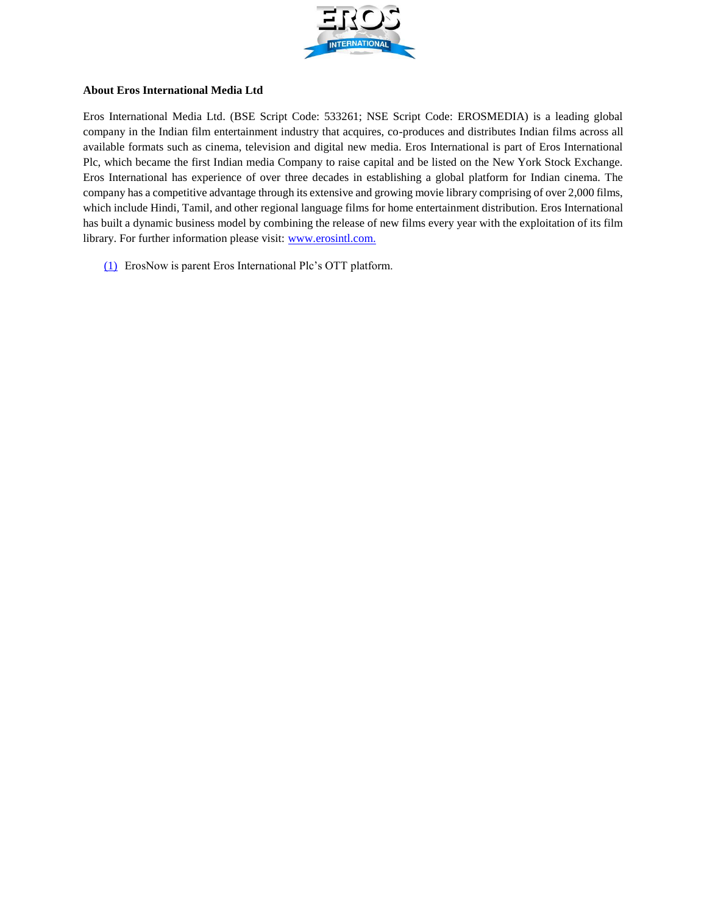**About Eros International Media Ltd**

Eros International Media Ltd. (BSE Script Code: 533261; NSE Script Code: EROSMEDIA) is a leading global company in the Indian film entertainment industry that acquires, co-produces and distributes Indian films across all available formats such as cinema, television and digital new media. Eros International is part of Eros International Plc, which became the first Indian media Company to raise capital and be listed on the New York Stock Exchange. Eros International has experience of over three decades in establishing a global platform for Indian cinema. The company has a competitive advantage through its extensive and growing movie library comprising of over 2,000 films, which include Hindi, Tamil, and other regional language films for home entertainment distribution. Eros International has built a dynamic business model by combining the release of new films every year with the exploitation of its film library. For further information please visit: www.erosintl.com.

(1) ErosNow is parent Eros International Plc's OTT platform.